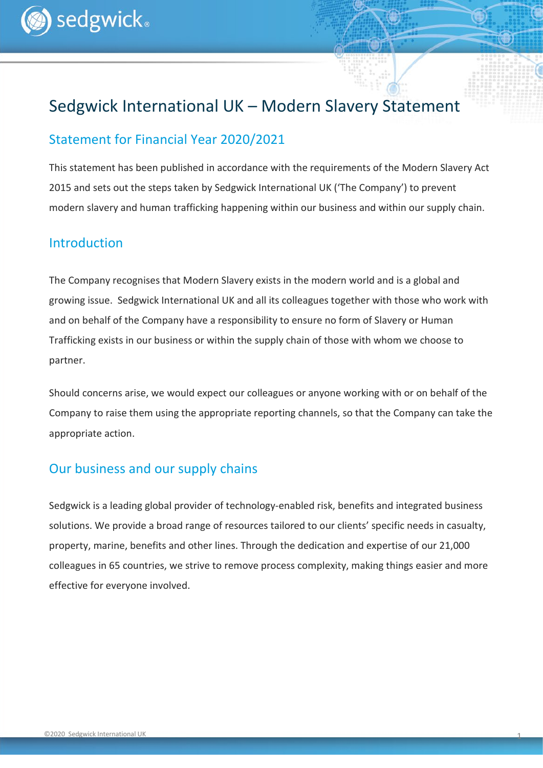# Sedgwick International UK – Modern Slavery Statement

## Statement for Financial Year 2020/2021

This statement has been published in accordance with the requirements of the Modern Slavery Act 2015 and sets out the steps taken by Sedgwick International UK ('The Company') to prevent modern slavery and human trafficking happening within our business and within our supply chain.

## Introduction

The Company recognises that Modern Slavery exists in the modern world and is a global and growing issue. Sedgwick International UK and all its colleagues together with those who work with and on behalf of the Company have a responsibility to ensure no form of Slavery or Human Trafficking exists in our business or within the supply chain of those with whom we choose to partner.

Should concerns arise, we would expect our colleagues or anyone working with or on behalf of the Company to raise them using the appropriate reporting channels, so that the Company can take the appropriate action.

## Our business and our supply chains

Sedgwick is a leading global provider of technology-enabled risk, benefits and integrated business solutions. We provide a broad range of resources tailored to our clients' specific needs in casualty, property, marine, benefits and other lines. Through the dedication and expertise of our 21,000 colleagues in 65 countries, we strive to remove process complexity, making things easier and more effective for everyone involved.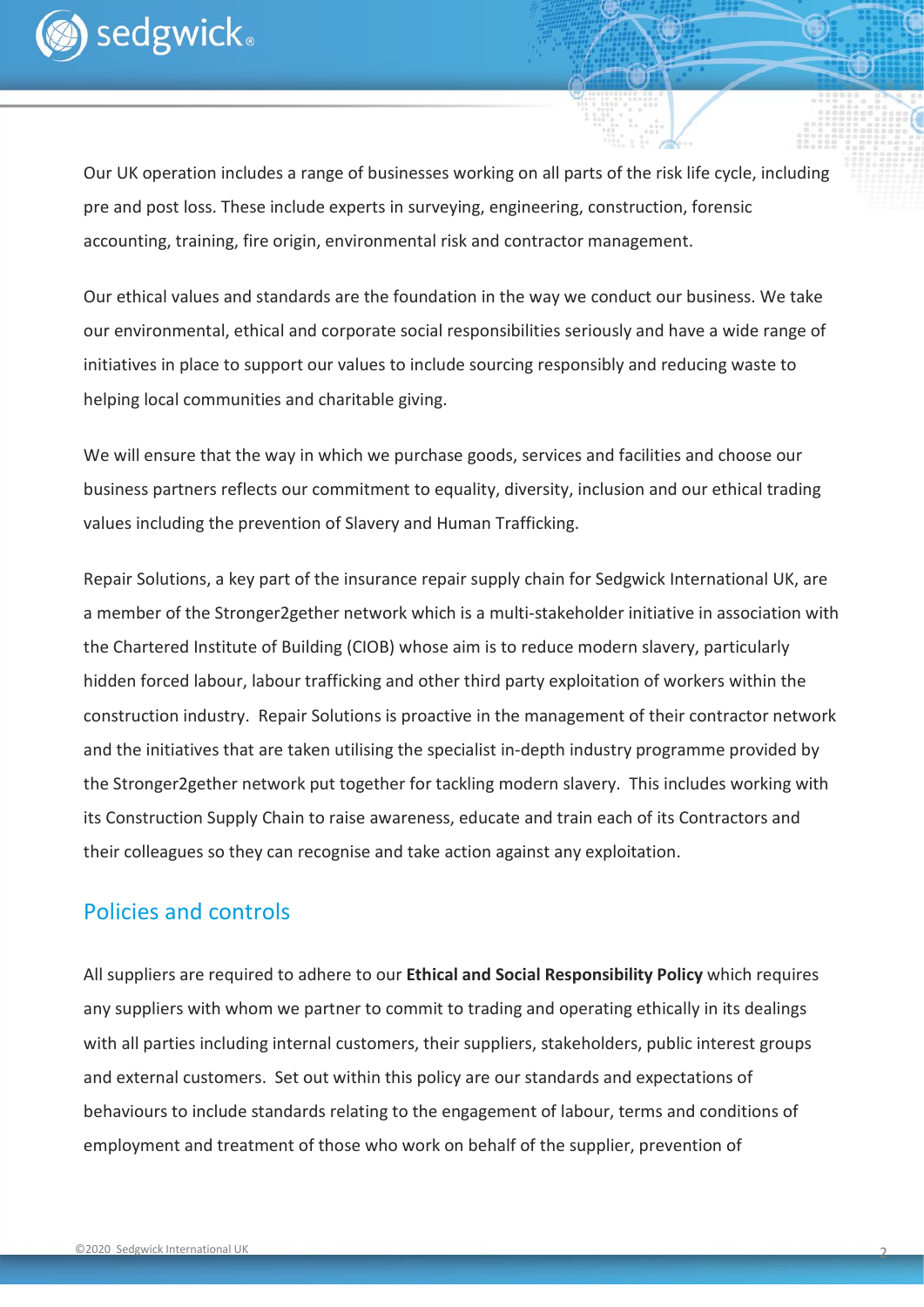Our UK operation includes a range of businesses working on all parts of the risk life cycle, including pre and post loss. These include experts in surveying, engineering, construction, forensic accounting, training, fire origin, environmental risk and contractor management.

Our ethical values and standards are the foundation in the way we conduct our business. We take our environmental, ethical and corporate social responsibilities seriously and have a wide range of initiatives in place to support our values to include sourcing responsibly and reducing waste to helping local communities and charitable giving.

We will ensure that the way in which we purchase goods, services and facilities and choose our business partners reflects our commitment to equality, diversity, inclusion and our ethical trading values including the prevention of Slavery and Human Trafficking.

Repair Solutions, a key part of the insurance repair supply chain for Sedgwick International UK, are a member of the Stronger2gether network which is a multi-stakeholder initiative in association with the Chartered Institute of Building (CIOB) whose aim is to reduce modern slavery, particularly hidden forced labour, labour trafficking and other third party exploitation of workers within the construction industry. Repair Solutions is proactive in the management of their contractor network and the initiatives that are taken utilising the specialist in-depth industry programme provided by the Stronger2gether network put together for tackling modern slavery. This includes working with its Construction Supply Chain to raise awareness, educate and train each of its Contractors and their colleagues so they can recognise and take action against any exploitation.

## Policies and controls

All suppliers are required to adhere to our **Ethical and Social Responsibility Policy** which requires any suppliers with whom we partner to commit to trading and operating ethically in its dealings with all parties including internal customers, their suppliers, stakeholders, public interest groups and external customers. Set out within this policy are our standards and expectations of behaviours to include standards relating to the engagement of labour, terms and conditions of employment and treatment of those who work on behalf of the supplier, prevention of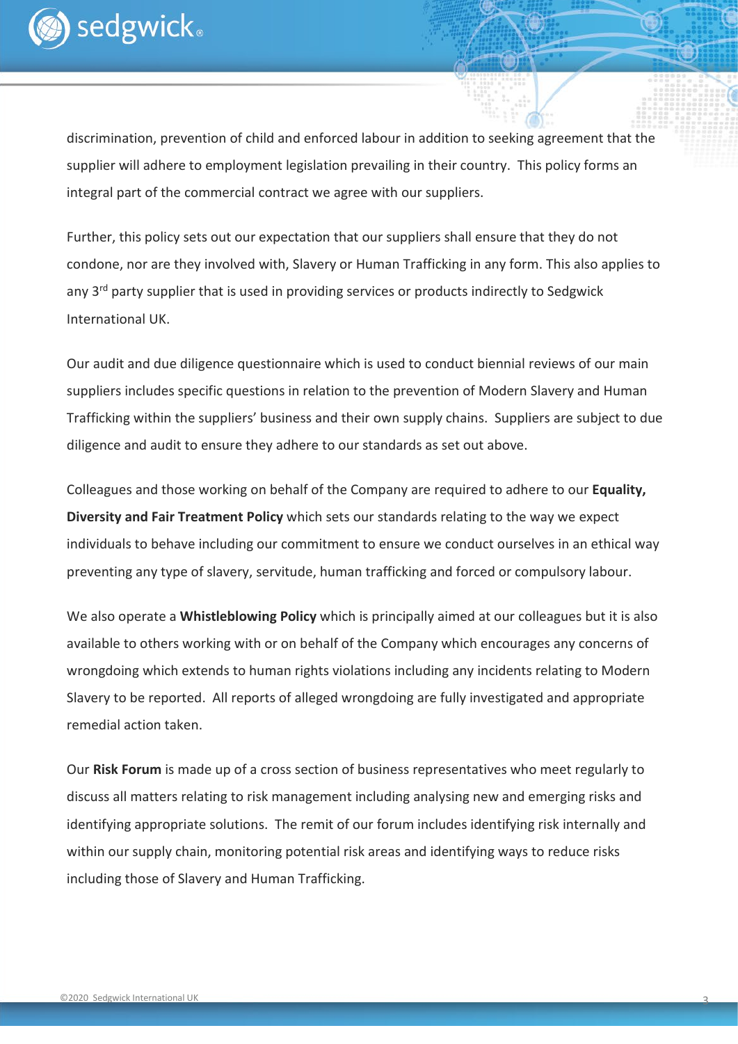discrimination, prevention of child and enforced labour in addition to seeking agreement that the supplier will adhere to employment legislation prevailing in their country. This policy forms an integral part of the commercial contract we agree with our suppliers.

Further, this policy sets out our expectation that our suppliers shall ensure that they do not condone, nor are they involved with, Slavery or Human Trafficking in any form. This also applies to any 3rd party supplier that is used in providing services or products indirectly to Sedgwick International UK.

Our audit and due diligence questionnaire which is used to conduct biennial reviews of our main suppliers includes specific questions in relation to the prevention of Modern Slavery and Human Trafficking within the suppliers' business and their own supply chains. Suppliers are subject to due diligence and audit to ensure they adhere to our standards as set out above.

Colleagues and those working on behalf of the Company are required to adhere to our **Equality, Diversity and Fair Treatment Policy** which sets our standards relating to the way we expect individuals to behave including our commitment to ensure we conduct ourselves in an ethical way preventing any type of slavery, servitude, human trafficking and forced or compulsory labour.

We also operate a **Whistleblowing Policy** which is principally aimed at our colleagues but it is also available to others working with or on behalf of the Company which encourages any concerns of wrongdoing which extends to human rights violations including any incidents relating to Modern Slavery to be reported. All reports of alleged wrongdoing are fully investigated and appropriate remedial action taken.

Our **Risk Forum** is made up of a cross section of business representatives who meet regularly to discuss all matters relating to risk management including analysing new and emerging risks and identifying appropriate solutions. The remit of our forum includes identifying risk internally and within our supply chain, monitoring potential risk areas and identifying ways to reduce risks including those of Slavery and Human Trafficking.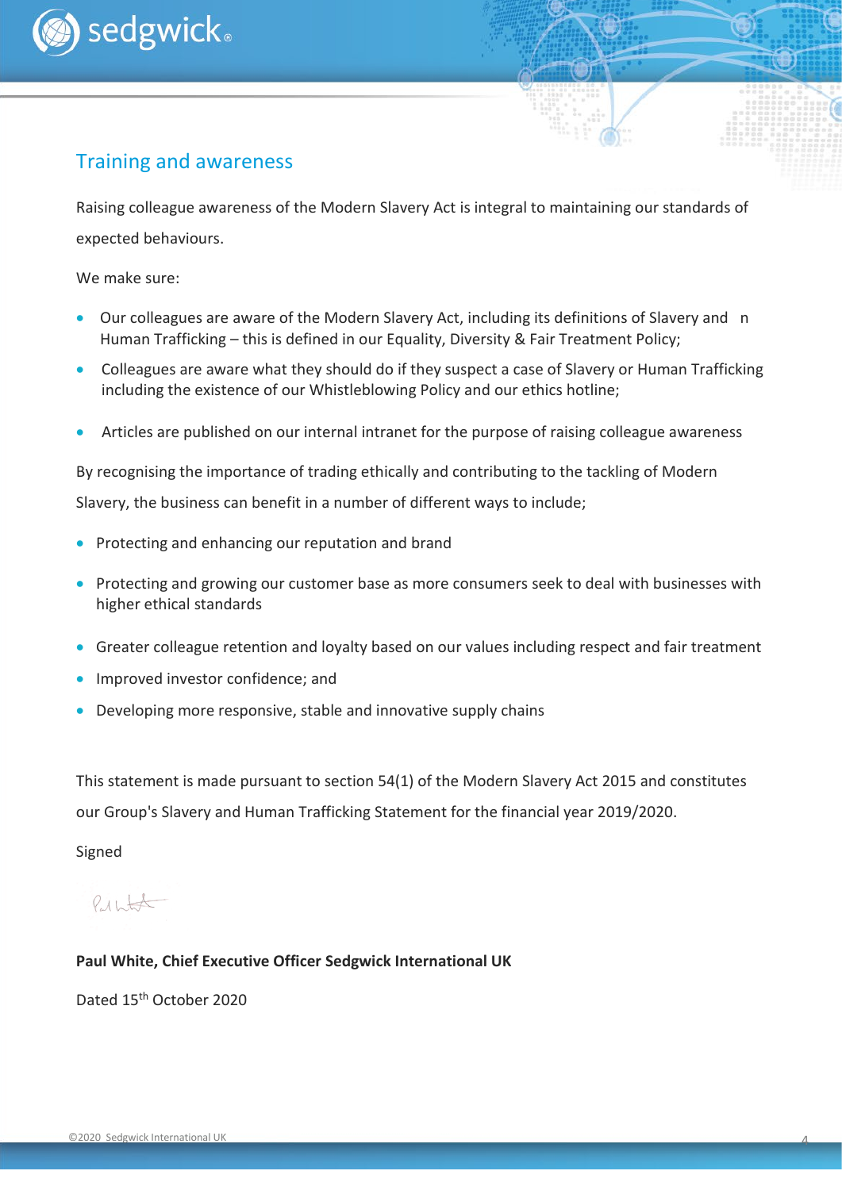## Training and awareness

Raising colleague awareness of the Modern Slavery Act is integral to maintaining our standards of expected behaviours.

We make sure:

- Our colleagues are aware of the Modern Slavery Act, including its definitions of Slavery and n Human Trafficking – this is defined in our Equality, Diversity & Fair Treatment Policy;
- Colleagues are aware what they should do if they suspect a case of Slavery or Human Trafficking including the existence of our Whistleblowing Policy and our ethics hotline;
- Articles are published on our internal intranet for the purpose of raising colleague awareness

By recognising the importance of trading ethically and contributing to the tackling of Modern Slavery, the business can benefit in a number of different ways to include;

- Protecting and enhancing our reputation and brand
- Protecting and growing our customer base as more consumers seek to deal with businesses with higher ethical standards
- Greater colleague retention and loyalty based on our values including respect and fair treatment
- Improved investor confidence; and
- Developing more responsive, stable and innovative supply chains

This statement is made pursuant to section 54(1) of the Modern Slavery Act 2015 and constitutes our Group's Slavery and Human Trafficking Statement for the financial year 2019/2020.

Signed

**Paul White, Chief Executive Officer Sedgwick International UK**

Dated 15th October 2020